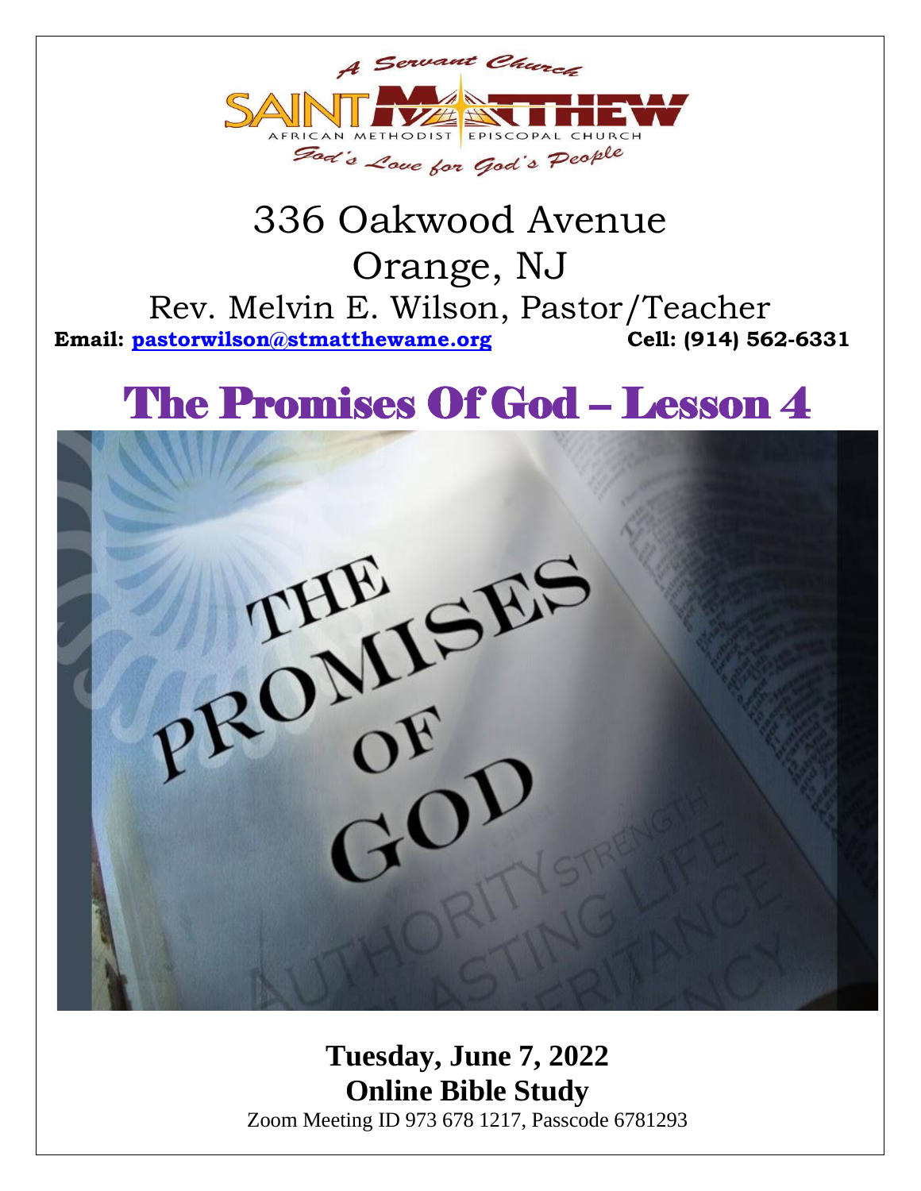A Servant Church

SAINT MATTHEW

AFRICAN METHODIST EPISCOPAL CHURCH

God's Love for God's People

# 336 Oakwood Avenue
# Orange, NJ

## Rev. Melvin E. Wilson, Pastor/Teacher

**Email: pastorwilson@stmatthewame.org** **Cell: (914) 562-6331**

# The Promises Of God – Lesson 4

**Tuesday, June 7, 2022**

**Online Bible Study**

Zoom Meeting ID 973 678 1217, Passcode 6781293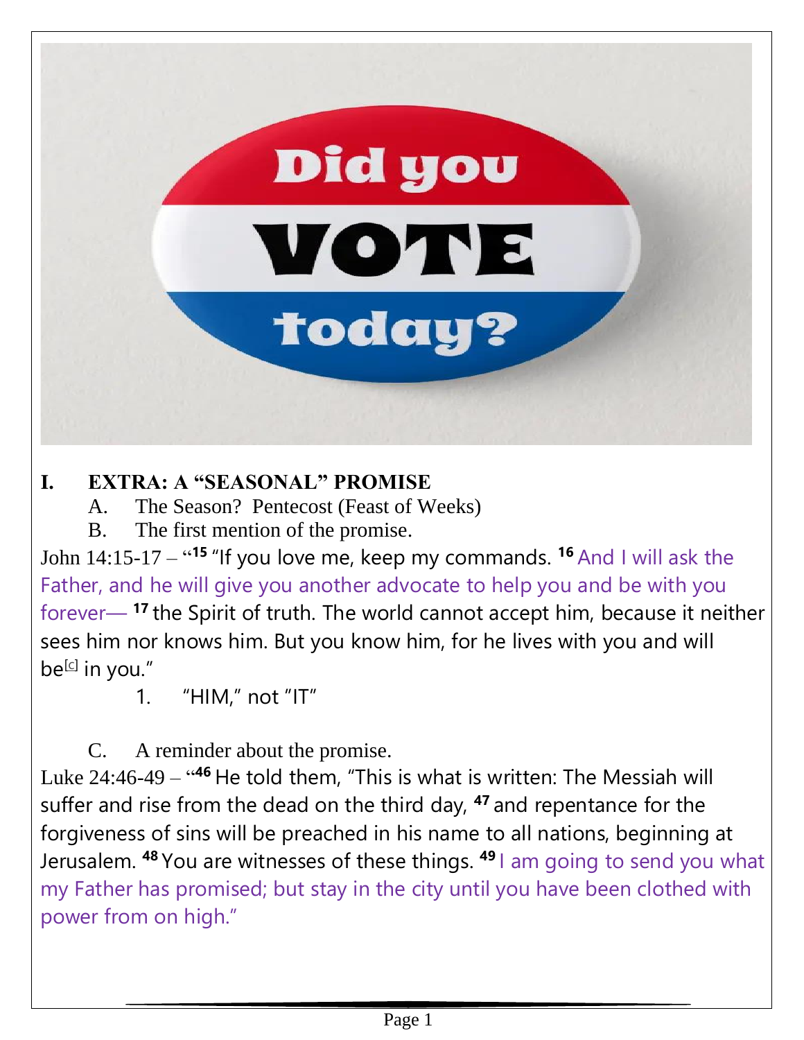# I. EXTRA: A "SEASONAL" PROMISE

A. The Season? Pentecost (Feast of Weeks)

B. The first mention of the promise.

John 14:15-17 – "[15] "If you love me, keep my commands. [16] And I will ask the Father, and he will give you another advocate to help you and be with you forever— [17] the Spirit of truth. The world cannot accept him, because it neither sees him nor knows him. But you know him, for he lives with you and will be[c] in you."

1. "HIM," not "IT"

C. A reminder about the promise.

Luke 24:46-49 – "[46] He told them, "This is what is written: The Messiah will suffer and rise from the dead on the third day, [47] and repentance for the forgiveness of sins will be preached in his name to all nations, beginning at Jerusalem. [48] You are witnesses of these things. [49] I am going to send you what my Father has promised; but stay in the city until you have been clothed with power from on high."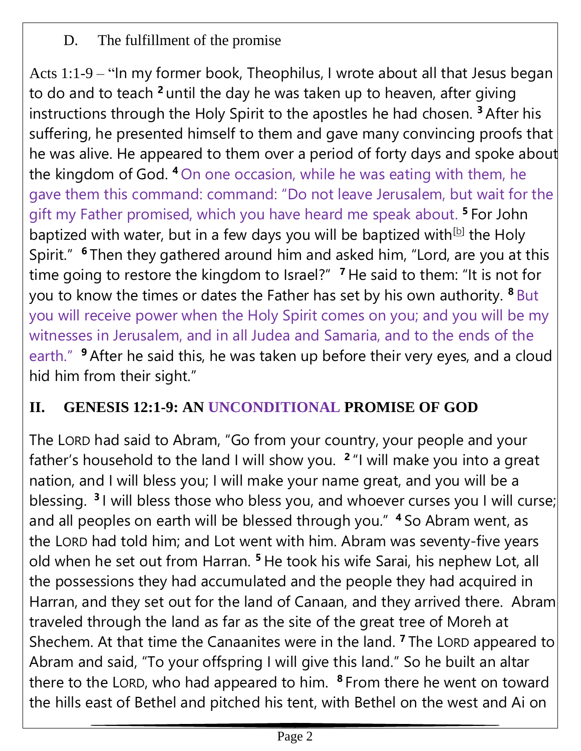D. The fulfillment of the promise

Acts 1:1-9 – "In my former book, Theophilus, I wrote about all that Jesus began to do and to teach [2] until the day he was taken up to heaven, after giving instructions through the Holy Spirit to the apostles he had chosen. [3] After his suffering, he presented himself to them and gave many convincing proofs that he was alive. He appeared to them over a period of forty days and spoke about the kingdom of God. [4] On one occasion, while he was eating with them, he gave them this command: command: "Do not leave Jerusalem, but wait for the gift my Father promised, which you have heard me speak about. [5] For John baptized with water, but in a few days you will be baptized with[b] the Holy Spirit." [6] Then they gathered around him and asked him, "Lord, are you at this time going to restore the kingdom to Israel?" [7] He said to them: "It is not for you to know the times or dates the Father has set by his own authority. [8] But you will receive power when the Holy Spirit comes on you; and you will be my witnesses in Jerusalem, and in all Judea and Samaria, and to the ends of the earth." [9] After he said this, he was taken up before their very eyes, and a cloud hid him from their sight."

## II. GENESIS 12:1-9: AN UNCONDITIONAL PROMISE OF GOD

The LORD had said to Abram, "Go from your country, your people and your father's household to the land I will show you. [2] "I will make you into a great nation, and I will bless you; I will make your name great, and you will be a blessing. [3] I will bless those who bless you, and whoever curses you I will curse; and all peoples on earth will be blessed through you." [4] So Abram went, as the LORD had told him; and Lot went with him. Abram was seventy-five years old when he set out from Harran. [5] He took his wife Sarai, his nephew Lot, all the possessions they had accumulated and the people they had acquired in Harran, and they set out for the land of Canaan, and they arrived there. Abram traveled through the land as far as the site of the great tree of Moreh at Shechem. At that time the Canaanites were in the land. [7] The LORD appeared to Abram and said, "To your offspring I will give this land." So he built an altar there to the LORD, who had appeared to him. [8] From there he went on toward the hills east of Bethel and pitched his tent, with Bethel on the west and Ai on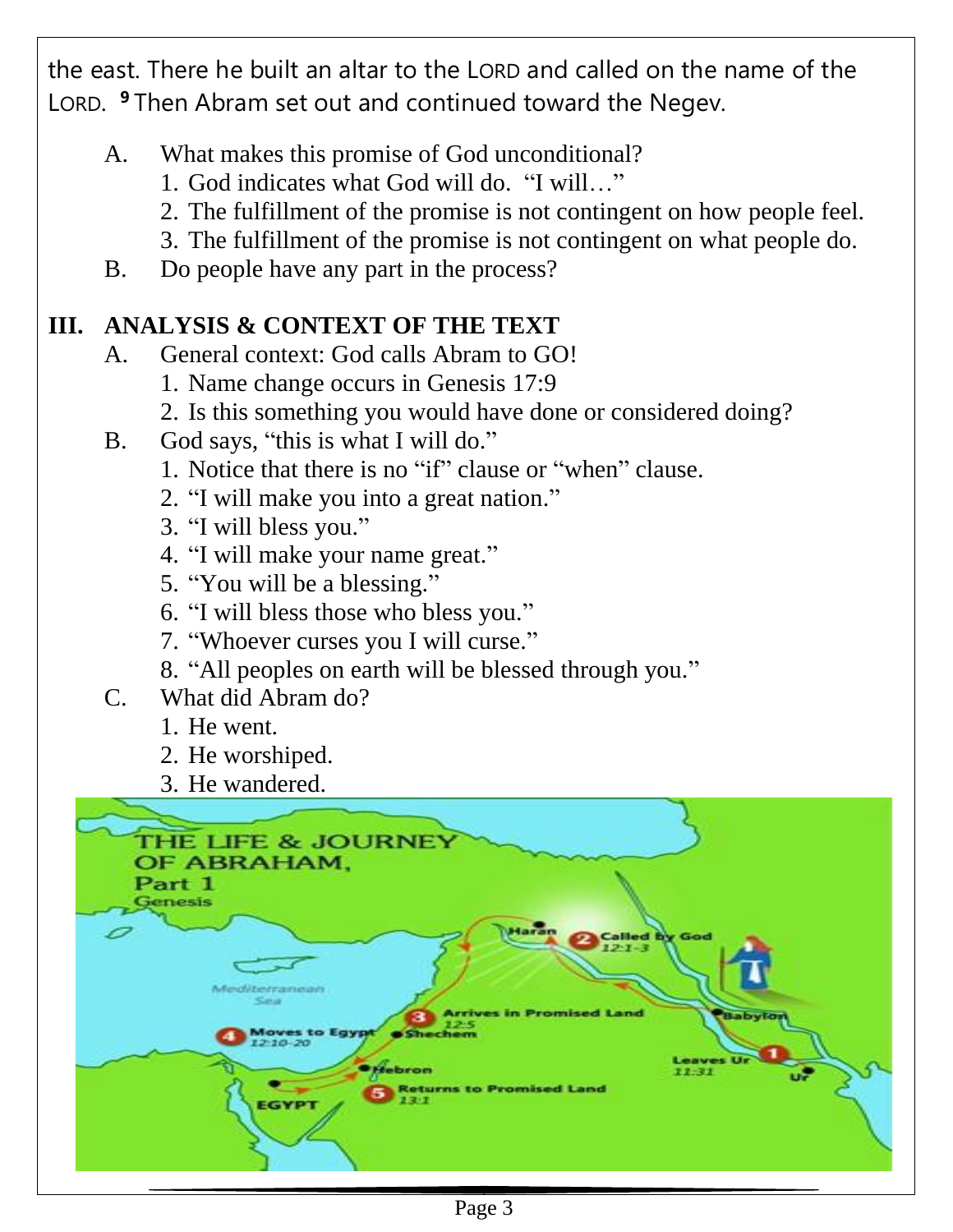the east. There he built an altar to the LORD and called on the name of the LORD. [9] Then Abram set out and continued toward the Negev.

A. What makes this promise of God unconditional?
   1. God indicates what God will do. "I will…"
   2. The fulfillment of the promise is not contingent on how people feel.
   3. The fulfillment of the promise is not contingent on what people do.

B. Do people have any part in the process?

## III. ANALYSIS & CONTEXT OF THE TEXT

A. General context: God calls Abram to GO!
   1. Name change occurs in Genesis 17:9
   2. Is this something you would have done or considered doing?

B. God says, "this is what I will do."
   1. Notice that there is no "if" clause or "when" clause.
   2. "I will make you into a great nation."
   3. "I will bless you."
   4. "I will make your name great."
   5. "You will be a blessing."
   6. "I will bless those who bless you."
   7. "Whoever curses you I will curse."
   8. "All peoples on earth will be blessed through you."

C. What did Abram do?
   1. He went.
   2. He worshiped.
   3. He wandered.

THE LIFE & JOURNEY OF ABRAHAM, Part 1
Genesis

Mediterranean Sea

1. Leaves Ur 11:31
2. Called by God 12:1-3
3. Arrives in Promised Land 12:5
4. Moves to Egypt 12:10-20
5. Returns to Promised Land 13:1

Haran · Babylon · Ur · Shechem · Hebron · EGYPT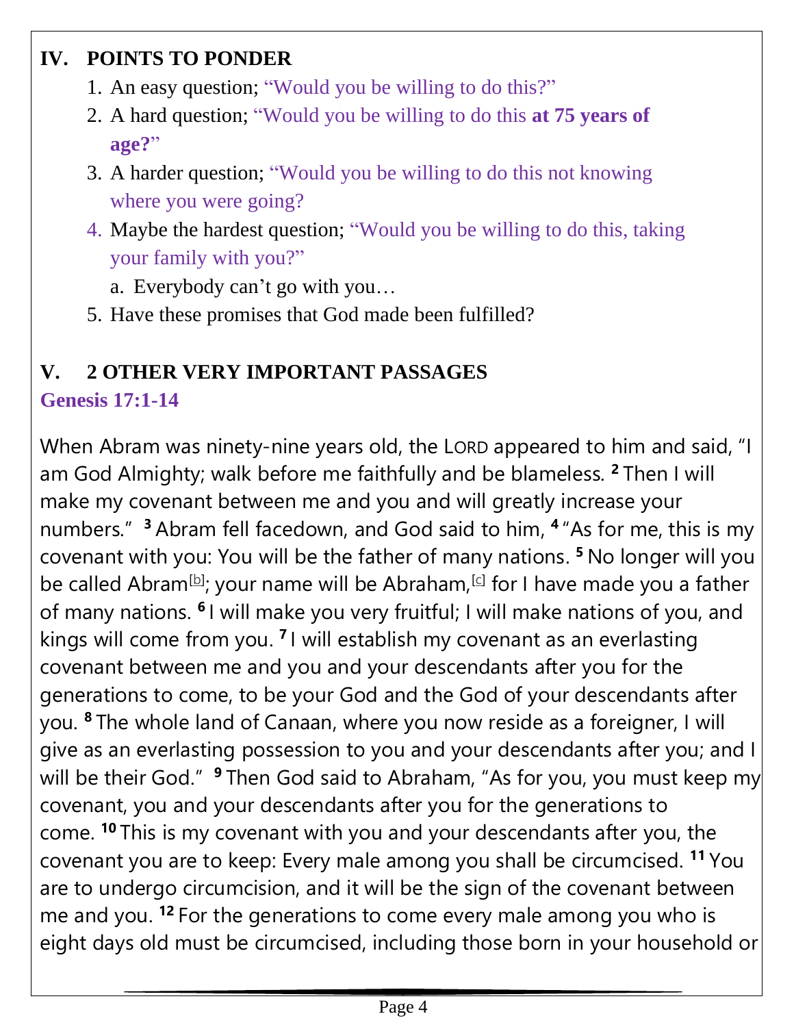## IV. POINTS TO PONDER

1. An easy question; "Would you be willing to do this?"
2. A hard question; "Would you be willing to do this **at 75 years of age?**"
3. A harder question; "Would you be willing to do this not knowing where you were going?
4. Maybe the hardest question; "Would you be willing to do this, taking your family with you?"
   a. Everybody can't go with you…
5. Have these promises that God made been fulfilled?

## V. 2 OTHER VERY IMPORTANT PASSAGES

**Genesis 17:1-14**

When Abram was ninety-nine years old, the LORD appeared to him and said, "I am God Almighty; walk before me faithfully and be blameless. **2** Then I will make my covenant between me and you and will greatly increase your numbers." **3** Abram fell facedown, and God said to him, **4** "As for me, this is my covenant with you: You will be the father of many nations. **5** No longer will you be called Abram[b]; your name will be Abraham,[c] for I have made you a father of many nations. **6** I will make you very fruitful; I will make nations of you, and kings will come from you. **7** I will establish my covenant as an everlasting covenant between me and you and your descendants after you for the generations to come, to be your God and the God of your descendants after you. **8** The whole land of Canaan, where you now reside as a foreigner, I will give as an everlasting possession to you and your descendants after you; and I will be their God." **9** Then God said to Abraham, "As for you, you must keep my covenant, you and your descendants after you for the generations to come. **10** This is my covenant with you and your descendants after you, the covenant you are to keep: Every male among you shall be circumcised. **11** You are to undergo circumcision, and it will be the sign of the covenant between me and you. **12** For the generations to come every male among you who is eight days old must be circumcised, including those born in your household or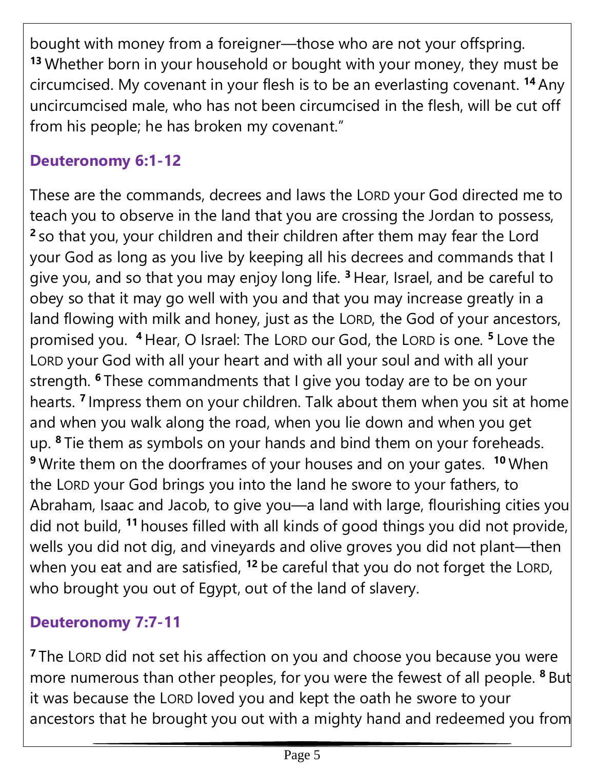bought with money from a foreigner—those who are not your offspring. [13] Whether born in your household or bought with your money, they must be circumcised. My covenant in your flesh is to be an everlasting covenant. [14] Any uncircumcised male, who has not been circumcised in the flesh, will be cut off from his people; he has broken my covenant."

## Deuteronomy 6:1-12

These are the commands, decrees and laws the LORD your God directed me to teach you to observe in the land that you are crossing the Jordan to possess, [2] so that you, your children and their children after them may fear the Lord your God as long as you live by keeping all his decrees and commands that I give you, and so that you may enjoy long life. [3] Hear, Israel, and be careful to obey so that it may go well with you and that you may increase greatly in a land flowing with milk and honey, just as the LORD, the God of your ancestors, promised you. [4] Hear, O Israel: The LORD our God, the LORD is one. [5] Love the LORD your God with all your heart and with all your soul and with all your strength. [6] These commandments that I give you today are to be on your hearts. [7] Impress them on your children. Talk about them when you sit at home and when you walk along the road, when you lie down and when you get up. [8] Tie them as symbols on your hands and bind them on your foreheads. [9] Write them on the doorframes of your houses and on your gates. [10] When the LORD your God brings you into the land he swore to your fathers, to Abraham, Isaac and Jacob, to give you—a land with large, flourishing cities you did not build, [11] houses filled with all kinds of good things you did not provide, wells you did not dig, and vineyards and olive groves you did not plant—then when you eat and are satisfied, [12] be careful that you do not forget the LORD, who brought you out of Egypt, out of the land of slavery.

## Deuteronomy 7:7-11

[7] The LORD did not set his affection on you and choose you because you were more numerous than other peoples, for you were the fewest of all people. [8] But it was because the LORD loved you and kept the oath he swore to your ancestors that he brought you out with a mighty hand and redeemed you from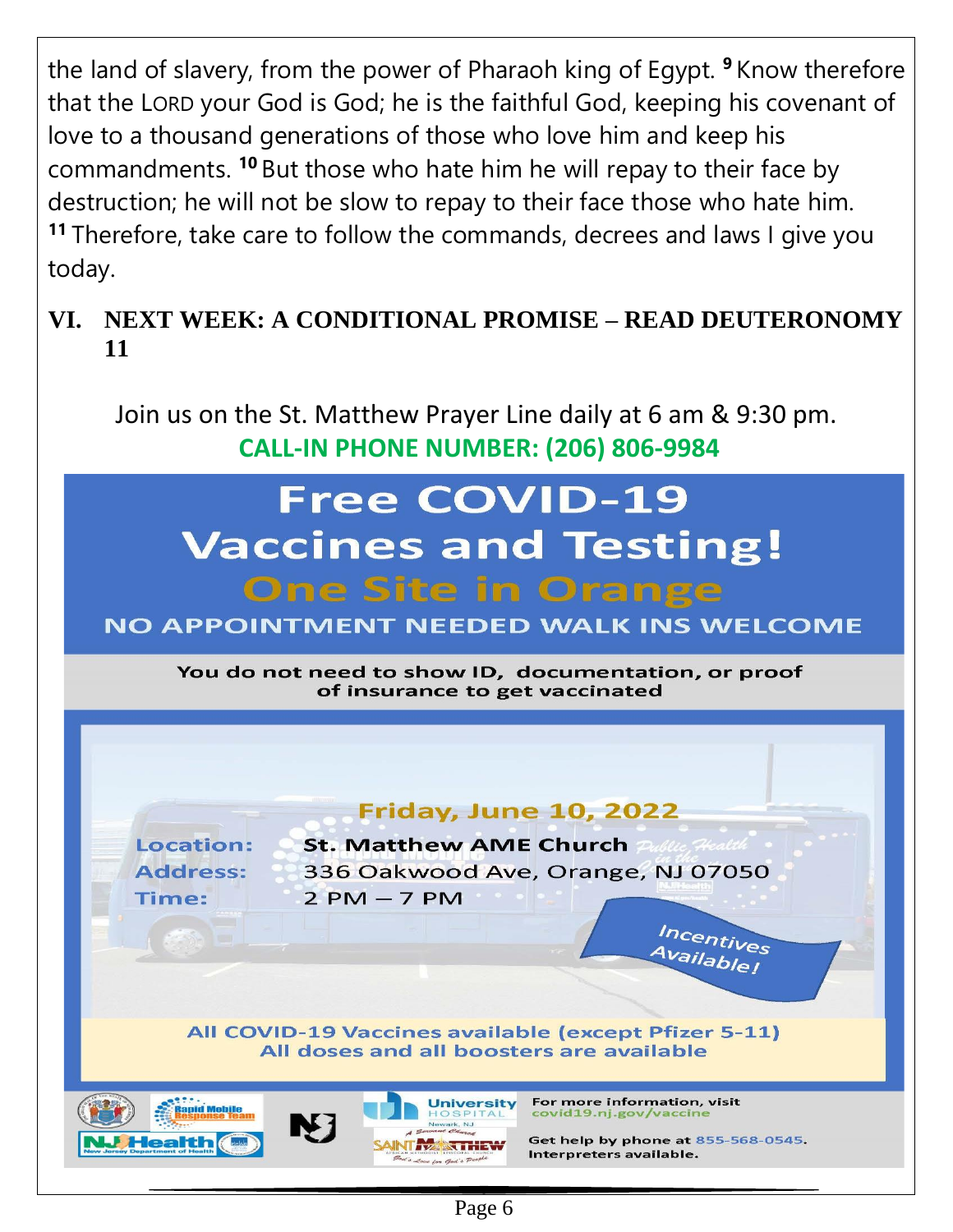the land of slavery, from the power of Pharaoh king of Egypt. [9] Know therefore that the LORD your God is God; he is the faithful God, keeping his covenant of love to a thousand generations of those who love him and keep his commandments. [10] But those who hate him he will repay to their face by destruction; he will not be slow to repay to their face those who hate him. [11] Therefore, take care to follow the commands, decrees and laws I give you today.

## VI. NEXT WEEK: A CONDITIONAL PROMISE – READ DEUTERONOMY 11

Join us on the St. Matthew Prayer Line daily at 6 am & 9:30 pm.

**CALL-IN PHONE NUMBER: (206) 806-9984**

# Free COVID-19 Vaccines and Testing!

## One Site in Orange

**NO APPOINTMENT NEEDED WALK INS WELCOME**

**You do not need to show ID, documentation, or proof of insurance to get vaccinated**

**Friday, June 10, 2022**

**Location:** St. Matthew AME Church

**Address:** 336 Oakwood Ave, Orange, NJ 07050

**Time:** 2 PM – 7 PM

Incentives Available!

**All COVID-19 Vaccines available (except Pfizer 5-11)**
**All doses and all boosters are available**

For more information, visit covid19.nj.gov/vaccine

Get help by phone at 855-568-0545. Interpreters available.